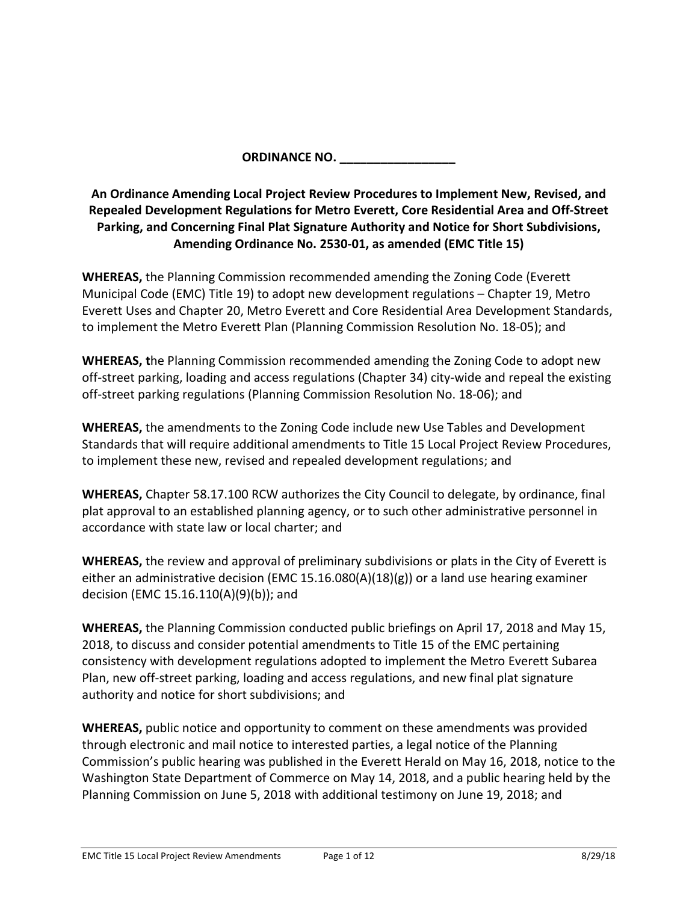**ORDINANCE NO. _________________**

**An Ordinance Amending Local Project Review Procedures to Implement New, Revised, and Repealed Development Regulations for Metro Everett, Core Residential Area and Off-Street Parking, and Concerning Final Plat Signature Authority and Notice for Short Subdivisions, Amending Ordinance No. 2530-01, as amended (EMC Title 15)**

**WHEREAS,** the Planning Commission recommended amending the Zoning Code (Everett Municipal Code (EMC) Title 19) to adopt new development regulations – Chapter 19, Metro Everett Uses and Chapter 20, Metro Everett and Core Residential Area Development Standards, to implement the Metro Everett Plan (Planning Commission Resolution No. 18-05); and

**WHEREAS, t**he Planning Commission recommended amending the Zoning Code to adopt new off-street parking, loading and access regulations (Chapter 34) city-wide and repeal the existing off-street parking regulations (Planning Commission Resolution No. 18-06); and

**WHEREAS,** the amendments to the Zoning Code include new Use Tables and Development Standards that will require additional amendments to Title 15 Local Project Review Procedures, to implement these new, revised and repealed development regulations; and

**WHEREAS,** Chapter 58.17.100 RCW authorizes the City Council to delegate, by ordinance, final plat approval to an established planning agency, or to such other administrative personnel in accordance with state law or local charter; and

**WHEREAS,** the review and approval of preliminary subdivisions or plats in the City of Everett is either an administrative decision (EMC 15.16.080(A)(18)(g)) or a land use hearing examiner decision (EMC 15.16.110(A)(9)(b)); and

**WHEREAS,** the Planning Commission conducted public briefings on April 17, 2018 and May 15, 2018, to discuss and consider potential amendments to Title 15 of the EMC pertaining consistency with development regulations adopted to implement the Metro Everett Subarea Plan, new off-street parking, loading and access regulations, and new final plat signature authority and notice for short subdivisions; and

**WHEREAS,** public notice and opportunity to comment on these amendments was provided through electronic and mail notice to interested parties, a legal notice of the Planning Commission's public hearing was published in the Everett Herald on May 16, 2018, notice to the Washington State Department of Commerce on May 14, 2018, and a public hearing held by the Planning Commission on June 5, 2018 with additional testimony on June 19, 2018; and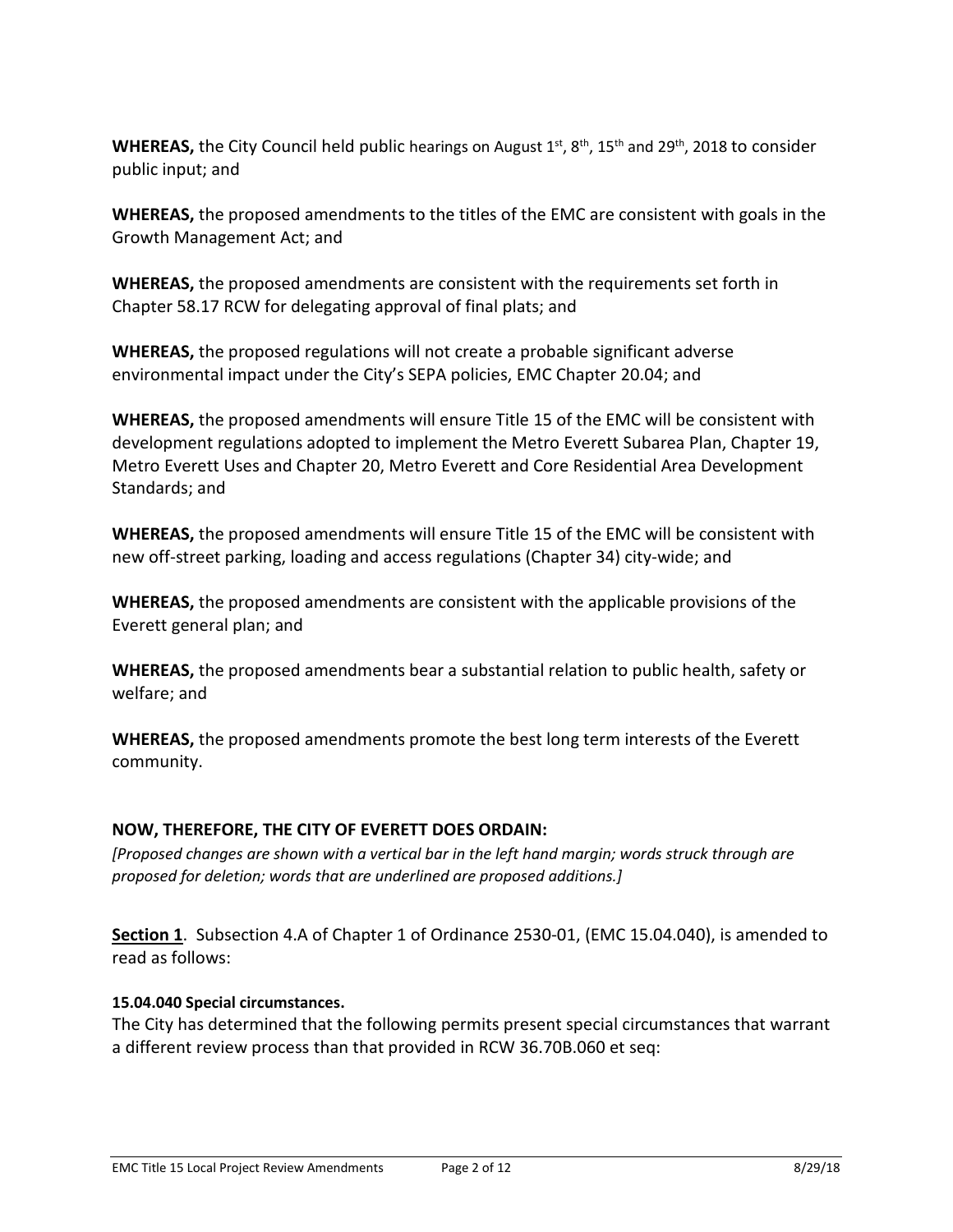**WHEREAS,** the City Council held public hearings on August 1st, 8th, 15th and 29th, 2018 to consider public input; and

**WHEREAS,** the proposed amendments to the titles of the EMC are consistent with goals in the Growth Management Act; and

**WHEREAS,** the proposed amendments are consistent with the requirements set forth in Chapter 58.17 RCW for delegating approval of final plats; and

**WHEREAS,** the proposed regulations will not create a probable significant adverse environmental impact under the City's SEPA policies, EMC Chapter 20.04; and

**WHEREAS,** the proposed amendments will ensure Title 15 of the EMC will be consistent with development regulations adopted to implement the Metro Everett Subarea Plan, Chapter 19, Metro Everett Uses and Chapter 20, Metro Everett and Core Residential Area Development Standards; and

**WHEREAS,** the proposed amendments will ensure Title 15 of the EMC will be consistent with new off-street parking, loading and access regulations (Chapter 34) city-wide; and

**WHEREAS,** the proposed amendments are consistent with the applicable provisions of the Everett general plan; and

**WHEREAS,** the proposed amendments bear a substantial relation to public health, safety or welfare; and

**WHEREAS,** the proposed amendments promote the best long term interests of the Everett community.

## NOW, THEREFORE, THE CITY OF EVERETT DOES ORDAIN:

*[Proposed changes are shown with a vertical bar in the left hand margin; words struck through are proposed for deletion; words that are underlined are proposed additions.]*

**Section 1**. Subsection 4.A of Chapter 1 of Ordinance 2530-01, (EMC 15.04.040), is amended to read as follows:

**15.04.040 Special circumstances.**

The City has determined that the following permits present special circumstances that warrant a different review process than that provided in RCW 36.70B.060 et seq: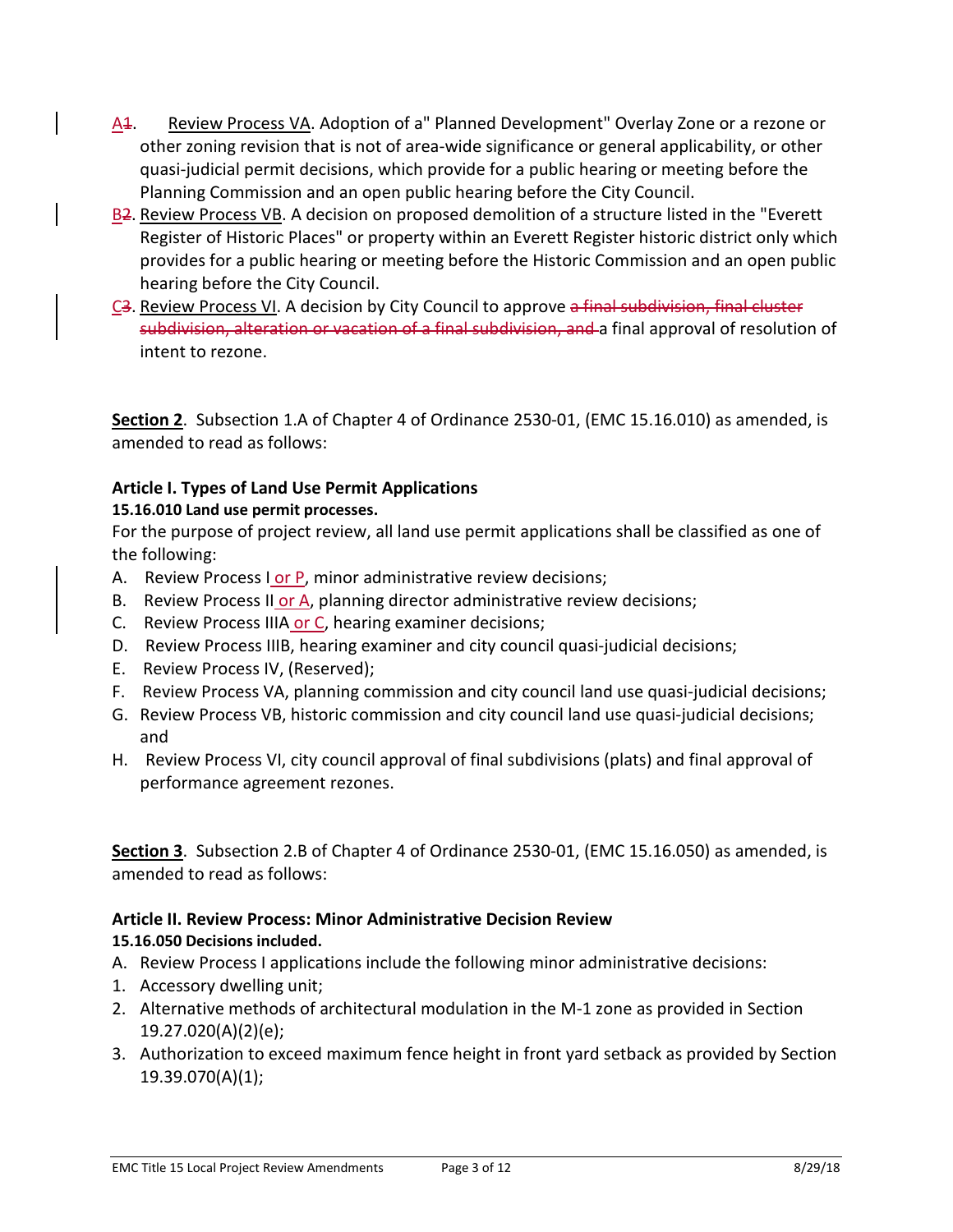A~~1~~. Review Process VA. Adoption of a" Planned Development" Overlay Zone or a rezone or other zoning revision that is not of area-wide significance or general applicability, or other quasi-judicial permit decisions, which provide for a public hearing or meeting before the Planning Commission and an open public hearing before the City Council.

B~~2~~. Review Process VB. A decision on proposed demolition of a structure listed in the "Everett Register of Historic Places" or property within an Everett Register historic district only which provides for a public hearing or meeting before the Historic Commission and an open public hearing before the City Council.

C~~3~~. Review Process VI. A decision by City Council to approve ~~a final subdivision, final cluster subdivision, alteration or vacation of a final subdivision, and~~ a final approval of resolution of intent to rezone.

**Section 2**. Subsection 1.A of Chapter 4 of Ordinance 2530-01, (EMC 15.16.010) as amended, is amended to read as follows:

### Article I. Types of Land Use Permit Applications

**15.16.010 Land use permit processes.**

For the purpose of project review, all land use permit applications shall be classified as one of the following:

A. Review Process I or P, minor administrative review decisions;
B. Review Process II or A, planning director administrative review decisions;
C. Review Process IIIA or C, hearing examiner decisions;
D. Review Process IIIB, hearing examiner and city council quasi-judicial decisions;
E. Review Process IV, (Reserved);
F. Review Process VA, planning commission and city council land use quasi-judicial decisions;
G. Review Process VB, historic commission and city council land use quasi-judicial decisions; and
H. Review Process VI, city council approval of final subdivisions (plats) and final approval of performance agreement rezones.

**Section 3**. Subsection 2.B of Chapter 4 of Ordinance 2530-01, (EMC 15.16.050) as amended, is amended to read as follows:

### Article II. Review Process: Minor Administrative Decision Review

**15.16.050 Decisions included.**

A. Review Process I applications include the following minor administrative decisions:

1. Accessory dwelling unit;
2. Alternative methods of architectural modulation in the M-1 zone as provided in Section 19.27.020(A)(2)(e);
3. Authorization to exceed maximum fence height in front yard setback as provided by Section 19.39.070(A)(1);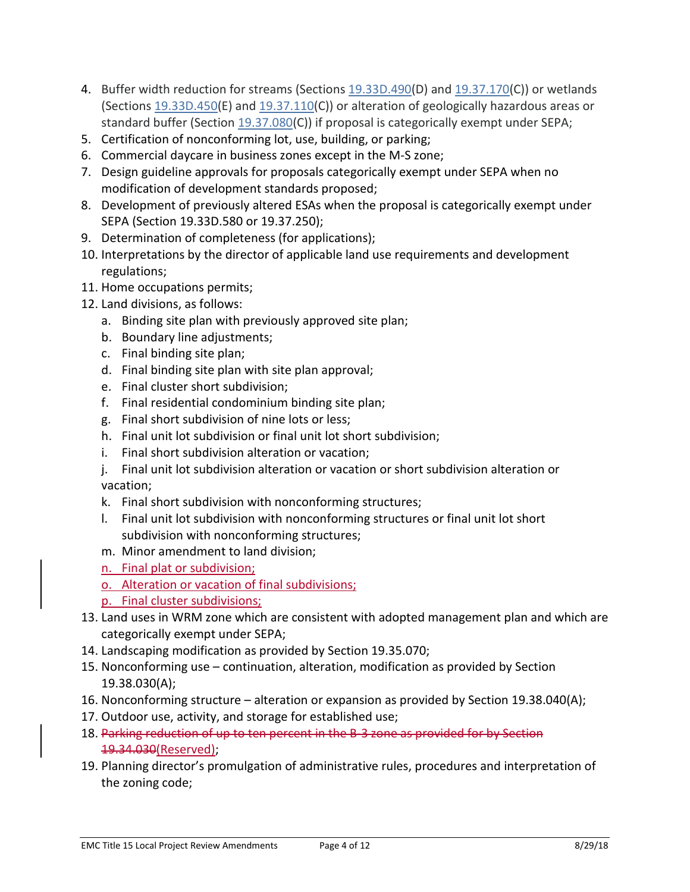4. Buffer width reduction for streams (Sections 19.33D.490(D) and 19.37.170(C)) or wetlands (Sections 19.33D.450(E) and 19.37.110(C)) or alteration of geologically hazardous areas or standard buffer (Section 19.37.080(C)) if proposal is categorically exempt under SEPA;
5. Certification of nonconforming lot, use, building, or parking;
6. Commercial daycare in business zones except in the M-S zone;
7. Design guideline approvals for proposals categorically exempt under SEPA when no modification of development standards proposed;
8. Development of previously altered ESAs when the proposal is categorically exempt under SEPA (Section 19.33D.580 or 19.37.250);
9. Determination of completeness (for applications);
10. Interpretations by the director of applicable land use requirements and development regulations;
11. Home occupations permits;
12. Land divisions, as follows:
    a. Binding site plan with previously approved site plan;
    b. Boundary line adjustments;
    c. Final binding site plan;
    d. Final binding site plan with site plan approval;
    e. Final cluster short subdivision;
    f. Final residential condominium binding site plan;
    g. Final short subdivision of nine lots or less;
    h. Final unit lot subdivision or final unit lot short subdivision;
    i. Final short subdivision alteration or vacation;
    j. Final unit lot subdivision alteration or vacation or short subdivision alteration or vacation;
    k. Final short subdivision with nonconforming structures;
    l. Final unit lot subdivision with nonconforming structures or final unit lot short subdivision with nonconforming structures;
    m. Minor amendment to land division;
    n. Final plat or subdivision;
    o. Alteration or vacation of final subdivisions;
    p. Final cluster subdivisions;
13. Land uses in WRM zone which are consistent with adopted management plan and which are categorically exempt under SEPA;
14. Landscaping modification as provided by Section 19.35.070;
15. Nonconforming use – continuation, alteration, modification as provided by Section 19.38.030(A);
16. Nonconforming structure – alteration or expansion as provided by Section 19.38.040(A);
17. Outdoor use, activity, and storage for established use;
18. ~~Parking reduction of up to ten percent in the B-3 zone as provided for by Section 19.34.030~~(Reserved);
19. Planning director's promulgation of administrative rules, procedures and interpretation of the zoning code;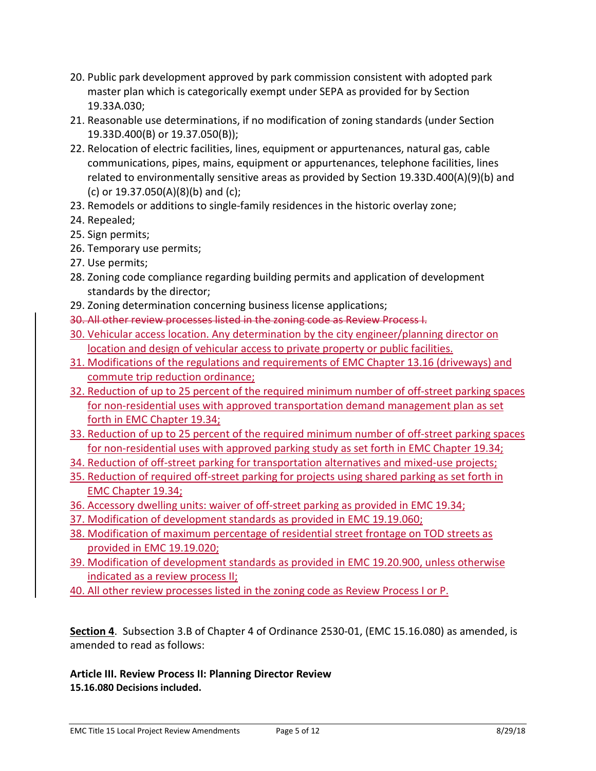20. Public park development approved by park commission consistent with adopted park master plan which is categorically exempt under SEPA as provided for by Section 19.33A.030;
21. Reasonable use determinations, if no modification of zoning standards (under Section 19.33D.400(B) or 19.37.050(B));
22. Relocation of electric facilities, lines, equipment or appurtenances, natural gas, cable communications, pipes, mains, equipment or appurtenances, telephone facilities, lines related to environmentally sensitive areas as provided by Section 19.33D.400(A)(9)(b) and (c) or 19.37.050(A)(8)(b) and (c);
23. Remodels or additions to single-family residences in the historic overlay zone;
24. Repealed;
25. Sign permits;
26. Temporary use permits;
27. Use permits;
28. Zoning code compliance regarding building permits and application of development standards by the director;
29. Zoning determination concerning business license applications;
30. ~~All other review processes listed in the zoning code as Review Process I.~~
30. <u>Vehicular access location. Any determination by the city engineer/planning director on location and design of vehicular access to private property or public facilities.</u>
31. <u>Modifications of the regulations and requirements of EMC Chapter 13.16 (driveways) and commute trip reduction ordinance;</u>
32. <u>Reduction of up to 25 percent of the required minimum number of off-street parking spaces for non-residential uses with approved transportation demand management plan as set forth in EMC Chapter 19.34;</u>
33. <u>Reduction of up to 25 percent of the required minimum number of off-street parking spaces for non-residential uses with approved parking study as set forth in EMC Chapter 19.34;</u>
34. <u>Reduction of off-street parking for transportation alternatives and mixed-use projects;</u>
35. <u>Reduction of required off-street parking for projects using shared parking as set forth in EMC Chapter 19.34;</u>
36. <u>Accessory dwelling units: waiver of off-street parking as provided in EMC 19.34;</u>
37. <u>Modification of development standards as provided in EMC 19.19.060;</u>
38. <u>Modification of maximum percentage of residential street frontage on TOD streets as provided in EMC 19.19.020;</u>
39. <u>Modification of development standards as provided in EMC 19.20.900, unless otherwise indicated as a review process II;</u>
40. <u>All other review processes listed in the zoning code as Review Process I or P.</u>

**<u>Section 4</u>**. Subsection 3.B of Chapter 4 of Ordinance 2530-01, (EMC 15.16.080) as amended, is amended to read as follows:

**Article III. Review Process II: Planning Director Review**

**15.16.080 Decisions included.**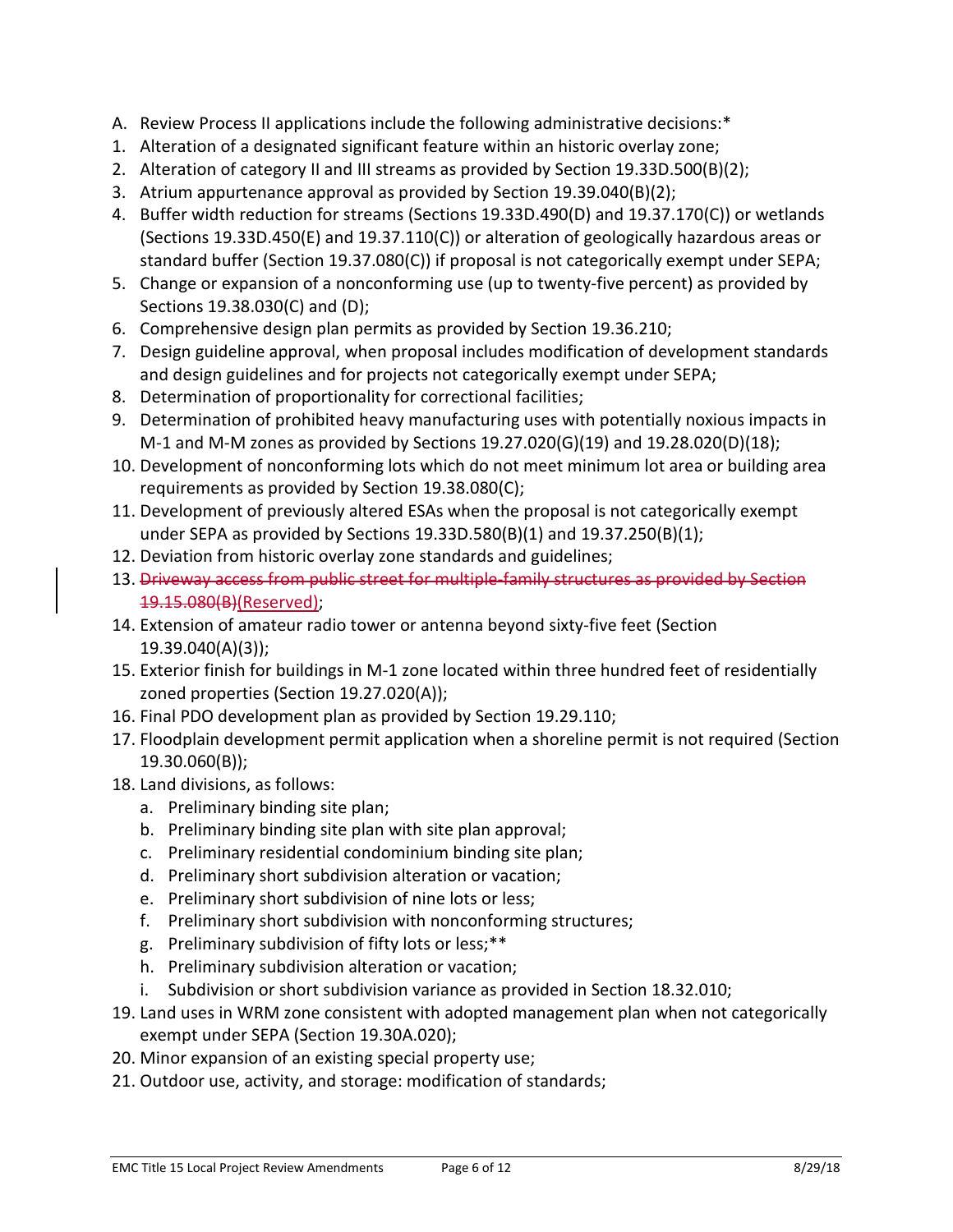A. Review Process II applications include the following administrative decisions:*

1. Alteration of a designated significant feature within an historic overlay zone;
2. Alteration of category II and III streams as provided by Section 19.33D.500(B)(2);
3. Atrium appurtenance approval as provided by Section 19.39.040(B)(2);
4. Buffer width reduction for streams (Sections 19.33D.490(D) and 19.37.170(C)) or wetlands (Sections 19.33D.450(E) and 19.37.110(C)) or alteration of geologically hazardous areas or standard buffer (Section 19.37.080(C)) if proposal is not categorically exempt under SEPA;
5. Change or expansion of a nonconforming use (up to twenty-five percent) as provided by Sections 19.38.030(C) and (D);
6. Comprehensive design plan permits as provided by Section 19.36.210;
7. Design guideline approval, when proposal includes modification of development standards and design guidelines and for projects not categorically exempt under SEPA;
8. Determination of proportionality for correctional facilities;
9. Determination of prohibited heavy manufacturing uses with potentially noxious impacts in M-1 and M-M zones as provided by Sections 19.27.020(G)(19) and 19.28.020(D)(18);
10. Development of nonconforming lots which do not meet minimum lot area or building area requirements as provided by Section 19.38.080(C);
11. Development of previously altered ESAs when the proposal is not categorically exempt under SEPA as provided by Sections 19.33D.580(B)(1) and 19.37.250(B)(1);
12. Deviation from historic overlay zone standards and guidelines;
13. ~~Driveway access from public street for multiple-family structures as provided by Section 19.15.080(B)~~(Reserved);
14. Extension of amateur radio tower or antenna beyond sixty-five feet (Section 19.39.040(A)(3));
15. Exterior finish for buildings in M-1 zone located within three hundred feet of residentially zoned properties (Section 19.27.020(A));
16. Final PDO development plan as provided by Section 19.29.110;
17. Floodplain development permit application when a shoreline permit is not required (Section 19.30.060(B));
18. Land divisions, as follows:
    a. Preliminary binding site plan;
    b. Preliminary binding site plan with site plan approval;
    c. Preliminary residential condominium binding site plan;
    d. Preliminary short subdivision alteration or vacation;
    e. Preliminary short subdivision of nine lots or less;
    f. Preliminary short subdivision with nonconforming structures;
    g. Preliminary subdivision of fifty lots or less;**
    h. Preliminary subdivision alteration or vacation;
    i. Subdivision or short subdivision variance as provided in Section 18.32.010;
19. Land uses in WRM zone consistent with adopted management plan when not categorically exempt under SEPA (Section 19.30A.020);
20. Minor expansion of an existing special property use;
21. Outdoor use, activity, and storage: modification of standards;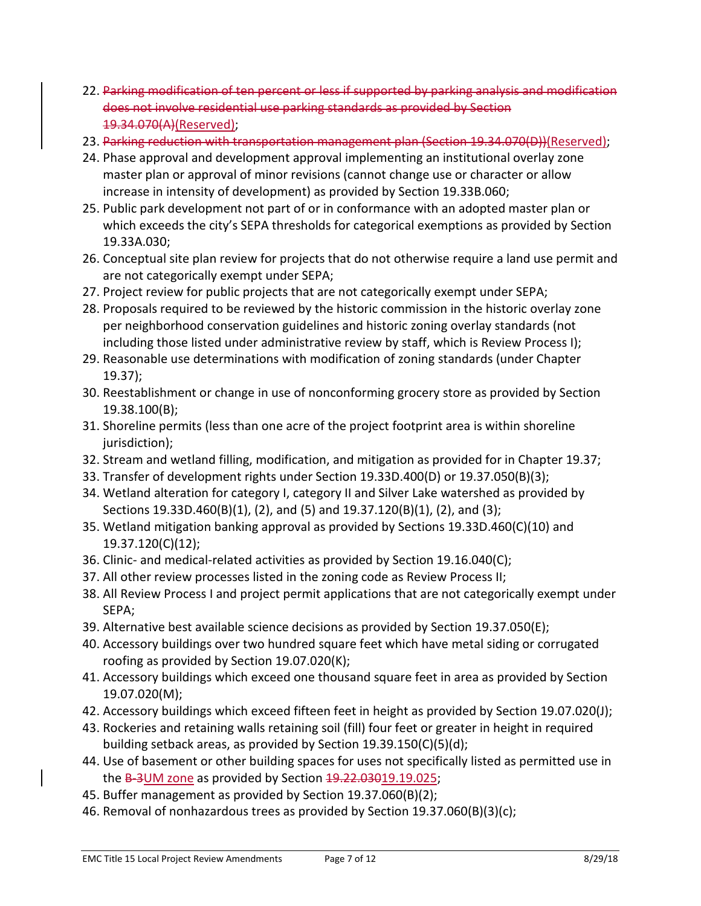22. ~~Parking modification of ten percent or less if supported by parking analysis and modification does not involve residential use parking standards as provided by Section 19.34.070(A)~~(Reserved);
23. ~~Parking reduction with transportation management plan (Section 19.34.070(D))~~(Reserved);
24. Phase approval and development approval implementing an institutional overlay zone master plan or approval of minor revisions (cannot change use or character or allow increase in intensity of development) as provided by Section 19.33B.060;
25. Public park development not part of or in conformance with an adopted master plan or which exceeds the city's SEPA thresholds for categorical exemptions as provided by Section 19.33A.030;
26. Conceptual site plan review for projects that do not otherwise require a land use permit and are not categorically exempt under SEPA;
27. Project review for public projects that are not categorically exempt under SEPA;
28. Proposals required to be reviewed by the historic commission in the historic overlay zone per neighborhood conservation guidelines and historic zoning overlay standards (not including those listed under administrative review by staff, which is Review Process I);
29. Reasonable use determinations with modification of zoning standards (under Chapter 19.37);
30. Reestablishment or change in use of nonconforming grocery store as provided by Section 19.38.100(B);
31. Shoreline permits (less than one acre of the project footprint area is within shoreline jurisdiction);
32. Stream and wetland filling, modification, and mitigation as provided for in Chapter 19.37;
33. Transfer of development rights under Section 19.33D.400(D) or 19.37.050(B)(3);
34. Wetland alteration for category I, category II and Silver Lake watershed as provided by Sections 19.33D.460(B)(1), (2), and (5) and 19.37.120(B)(1), (2), and (3);
35. Wetland mitigation banking approval as provided by Sections 19.33D.460(C)(10) and 19.37.120(C)(12);
36. Clinic- and medical-related activities as provided by Section 19.16.040(C);
37. All other review processes listed in the zoning code as Review Process II;
38. All Review Process I and project permit applications that are not categorically exempt under SEPA;
39. Alternative best available science decisions as provided by Section 19.37.050(E);
40. Accessory buildings over two hundred square feet which have metal siding or corrugated roofing as provided by Section 19.07.020(K);
41. Accessory buildings which exceed one thousand square feet in area as provided by Section 19.07.020(M);
42. Accessory buildings which exceed fifteen feet in height as provided by Section 19.07.020(J);
43. Rockeries and retaining walls retaining soil (fill) four feet or greater in height in required building setback areas, as provided by Section 19.39.150(C)(5)(d);
44. Use of basement or other building spaces for uses not specifically listed as permitted use in the ~~B-3~~UM zone as provided by Section ~~19.22.030~~19.19.025;
45. Buffer management as provided by Section 19.37.060(B)(2);
46. Removal of nonhazardous trees as provided by Section 19.37.060(B)(3)(c);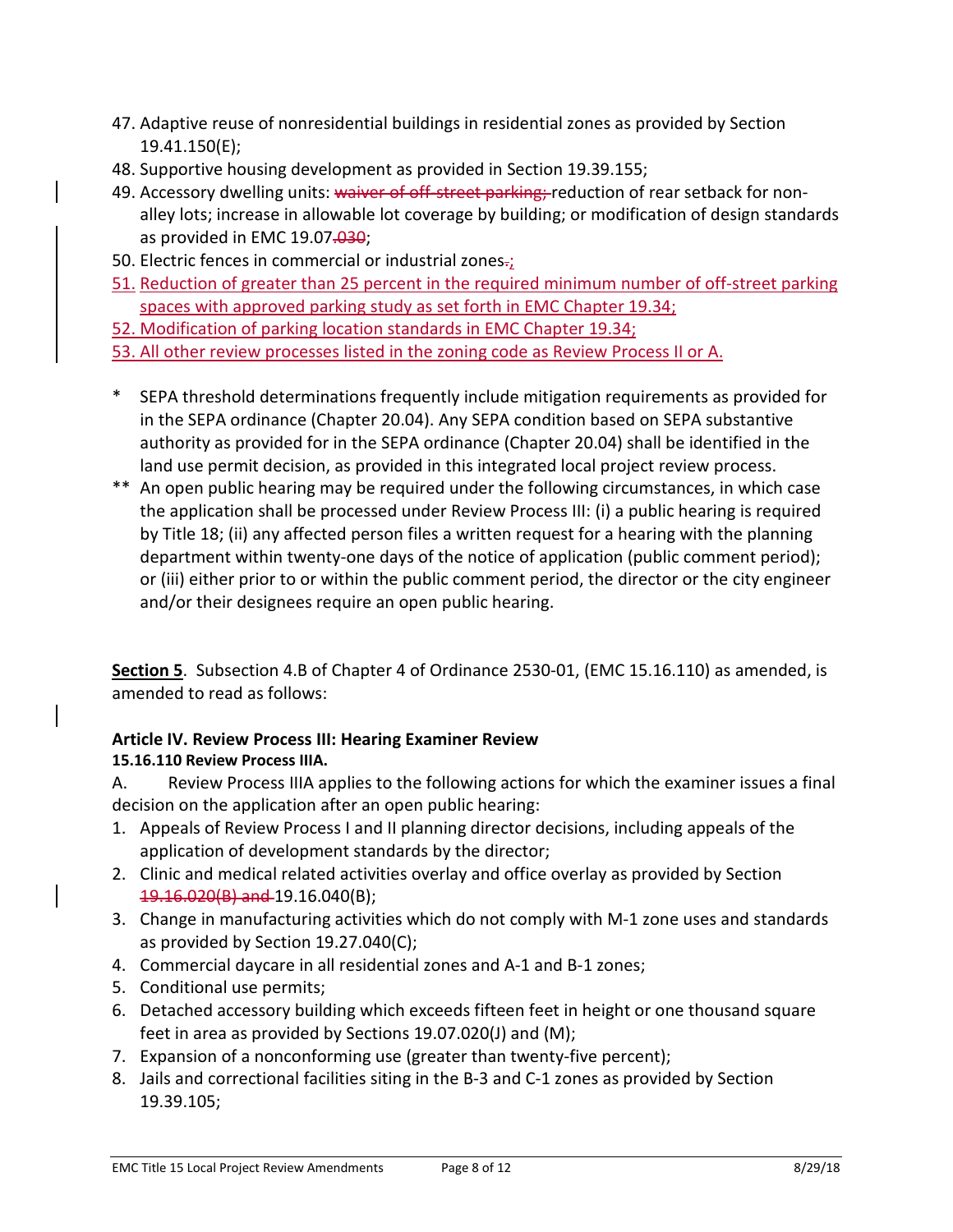47. Adaptive reuse of nonresidential buildings in residential zones as provided by Section 19.41.150(E);
48. Supportive housing development as provided in Section 19.39.155;
49. Accessory dwelling units: ~~waiver of off-street parking;~~ reduction of rear setback for non-alley lots; increase in allowable lot coverage by building; or modification of design standards as provided in EMC 19.07~~.030~~;
50. Electric fences in commercial or industrial zones~~.~~;
51. Reduction of greater than 25 percent in the required minimum number of off-street parking spaces with approved parking study as set forth in EMC Chapter 19.34;
52. Modification of parking location standards in EMC Chapter 19.34;
53. All other review processes listed in the zoning code as Review Process II or A.

\* SEPA threshold determinations frequently include mitigation requirements as provided for in the SEPA ordinance (Chapter 20.04). Any SEPA condition based on SEPA substantive authority as provided for in the SEPA ordinance (Chapter 20.04) shall be identified in the land use permit decision, as provided in this integrated local project review process.

\*\* An open public hearing may be required under the following circumstances, in which case the application shall be processed under Review Process III: (i) a public hearing is required by Title 18; (ii) any affected person files a written request for a hearing with the planning department within twenty-one days of the notice of application (public comment period); or (iii) either prior to or within the public comment period, the director or the city engineer and/or their designees require an open public hearing.

**Section 5**. Subsection 4.B of Chapter 4 of Ordinance 2530-01, (EMC 15.16.110) as amended, is amended to read as follows:

**Article IV. Review Process III: Hearing Examiner Review**

**15.16.110 Review Process IIIA.**

A. Review Process IIIA applies to the following actions for which the examiner issues a final decision on the application after an open public hearing:

1. Appeals of Review Process I and II planning director decisions, including appeals of the application of development standards by the director;
2. Clinic and medical related activities overlay and office overlay as provided by Section ~~19.16.020(B) and~~ 19.16.040(B);
3. Change in manufacturing activities which do not comply with M-1 zone uses and standards as provided by Section 19.27.040(C);
4. Commercial daycare in all residential zones and A-1 and B-1 zones;
5. Conditional use permits;
6. Detached accessory building which exceeds fifteen feet in height or one thousand square feet in area as provided by Sections 19.07.020(J) and (M);
7. Expansion of a nonconforming use (greater than twenty-five percent);
8. Jails and correctional facilities siting in the B-3 and C-1 zones as provided by Section 19.39.105;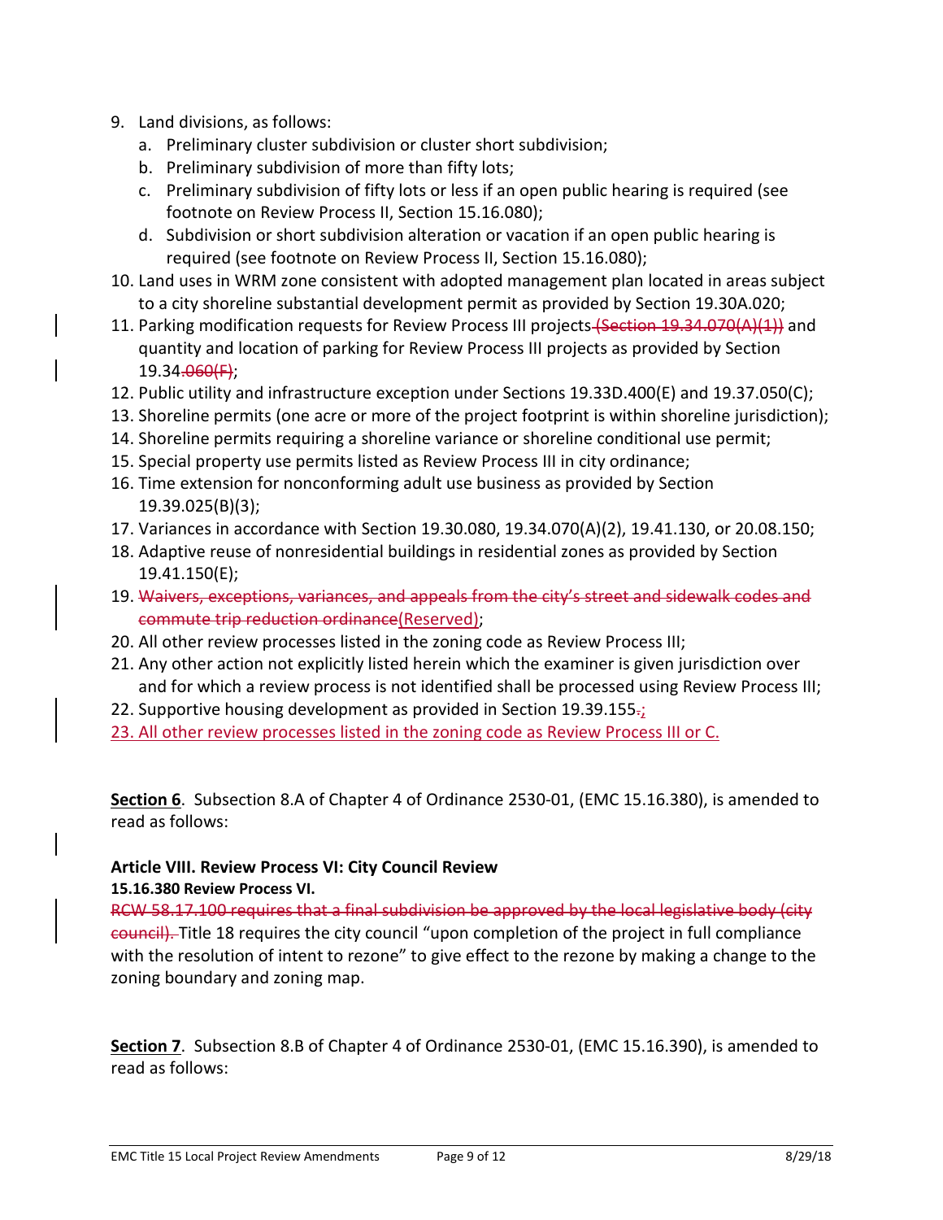9. Land divisions, as follows:
   a. Preliminary cluster subdivision or cluster short subdivision;
   b. Preliminary subdivision of more than fifty lots;
   c. Preliminary subdivision of fifty lots or less if an open public hearing is required (see footnote on Review Process II, Section 15.16.080);
   d. Subdivision or short subdivision alteration or vacation if an open public hearing is required (see footnote on Review Process II, Section 15.16.080);
10. Land uses in WRM zone consistent with adopted management plan located in areas subject to a city shoreline substantial development permit as provided by Section 19.30A.020;
11. Parking modification requests for Review Process III projects ~~(Section 19.34.070(A)(1))~~ and quantity and location of parking for Review Process III projects as provided by Section 19.34~~.060(F)~~;
12. Public utility and infrastructure exception under Sections 19.33D.400(E) and 19.37.050(C);
13. Shoreline permits (one acre or more of the project footprint is within shoreline jurisdiction);
14. Shoreline permits requiring a shoreline variance or shoreline conditional use permit;
15. Special property use permits listed as Review Process III in city ordinance;
16. Time extension for nonconforming adult use business as provided by Section 19.39.025(B)(3);
17. Variances in accordance with Section 19.30.080, 19.34.070(A)(2), 19.41.130, or 20.08.150;
18. Adaptive reuse of nonresidential buildings in residential zones as provided by Section 19.41.150(E);
19. ~~Waivers, exceptions, variances, and appeals from the city's street and sidewalk codes and commute trip reduction ordinance~~<u>(Reserved)</u>;
20. All other review processes listed in the zoning code as Review Process III;
21. Any other action not explicitly listed herein which the examiner is given jurisdiction over and for which a review process is not identified shall be processed using Review Process III;
22. Supportive housing development as provided in Section 19.39.155~~.~~<u>;</u>
23. <u>All other review processes listed in the zoning code as Review Process III or C.</u>

**<u>Section 6</u>**. Subsection 8.A of Chapter 4 of Ordinance 2530-01, (EMC 15.16.380), is amended to read as follows:

### Article VIII. Review Process VI: City Council Review

#### 15.16.380 Review Process VI.

~~RCW 58.17.100 requires that a final subdivision be approved by the local legislative body (city council).~~ Title 18 requires the city council "upon completion of the project in full compliance with the resolution of intent to rezone" to give effect to the rezone by making a change to the zoning boundary and zoning map.

**<u>Section 7</u>**. Subsection 8.B of Chapter 4 of Ordinance 2530-01, (EMC 15.16.390), is amended to read as follows: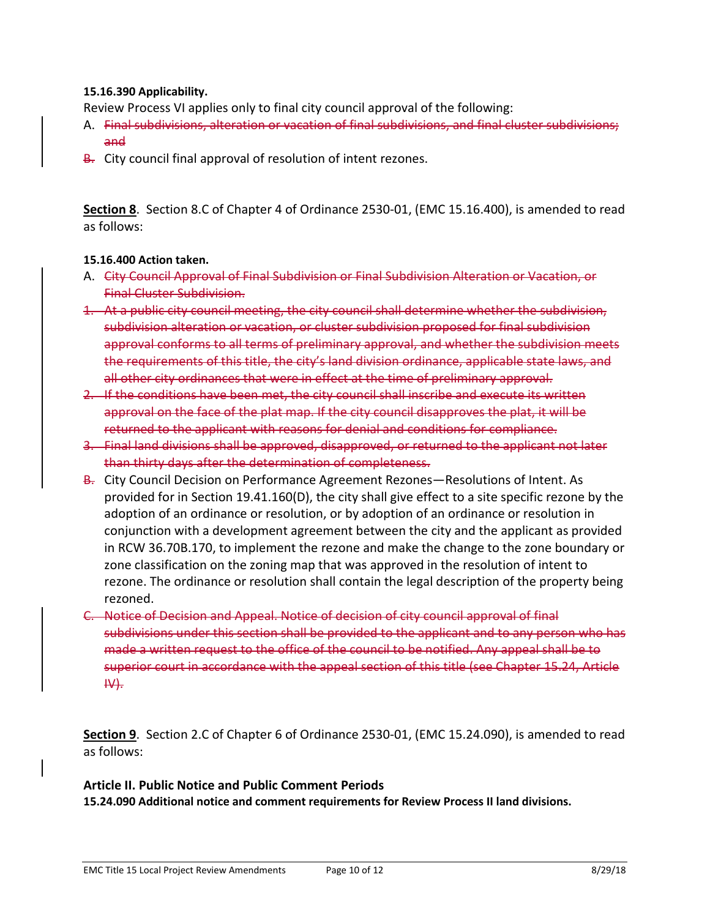**15.16.390 Applicability.**

Review Process VI applies only to final city council approval of the following:

A. ~~Final subdivisions, alteration or vacation of final subdivisions, and final cluster subdivisions; and~~

~~B.~~ City council final approval of resolution of intent rezones.

**Section 8**. Section 8.C of Chapter 4 of Ordinance 2530-01, (EMC 15.16.400), is amended to read as follows:

**15.16.400 Action taken.**

A. ~~City Council Approval of Final Subdivision or Final Subdivision Alteration or Vacation, or Final Cluster Subdivision.~~

~~1. At a public city council meeting, the city council shall determine whether the subdivision, subdivision alteration or vacation, or cluster subdivision proposed for final subdivision approval conforms to all terms of preliminary approval, and whether the subdivision meets the requirements of this title, the city's land division ordinance, applicable state laws, and all other city ordinances that were in effect at the time of preliminary approval.~~

~~2. If the conditions have been met, the city council shall inscribe and execute its written approval on the face of the plat map. If the city council disapproves the plat, it will be returned to the applicant with reasons for denial and conditions for compliance.~~

~~3. Final land divisions shall be approved, disapproved, or returned to the applicant not later than thirty days after the determination of completeness.~~

~~B.~~ City Council Decision on Performance Agreement Rezones—Resolutions of Intent. As provided for in Section 19.41.160(D), the city shall give effect to a site specific rezone by the adoption of an ordinance or resolution, or by adoption of an ordinance or resolution in conjunction with a development agreement between the city and the applicant as provided in RCW 36.70B.170, to implement the rezone and make the change to the zone boundary or zone classification on the zoning map that was approved in the resolution of intent to rezone. The ordinance or resolution shall contain the legal description of the property being rezoned.

~~C. Notice of Decision and Appeal. Notice of decision of city council approval of final subdivisions under this section shall be provided to the applicant and to any person who has made a written request to the office of the council to be notified. Any appeal shall be to superior court in accordance with the appeal section of this title (see Chapter 15.24, Article IV).~~

**Section 9**. Section 2.C of Chapter 6 of Ordinance 2530-01, (EMC 15.24.090), is amended to read as follows:

### Article II. Public Notice and Public Comment Periods

**15.24.090 Additional notice and comment requirements for Review Process II land divisions.**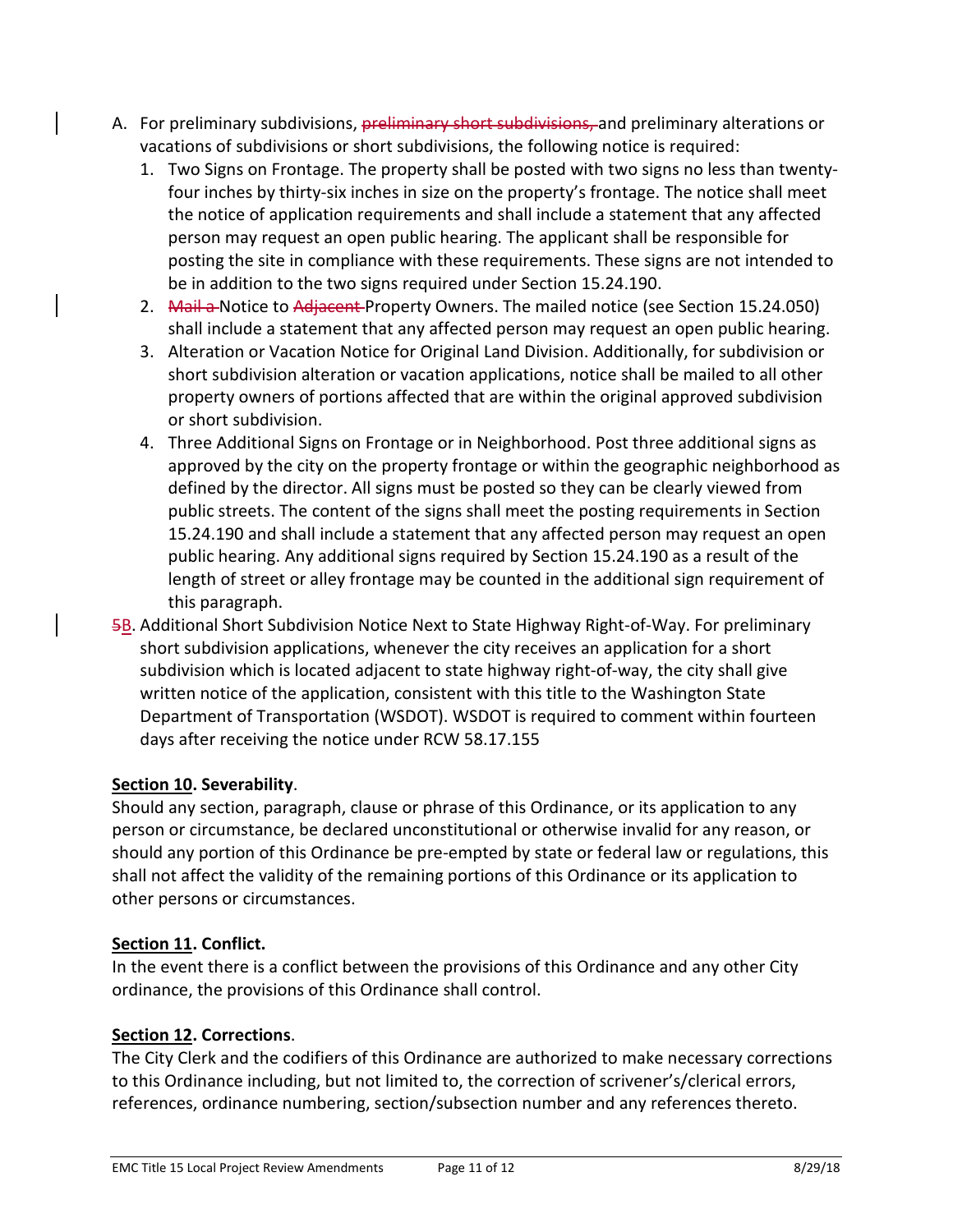A. For preliminary subdivisions, ~~preliminary short subdivisions,~~ and preliminary alterations or vacations of subdivisions or short subdivisions, the following notice is required:
   1. Two Signs on Frontage. The property shall be posted with two signs no less than twenty-four inches by thirty-six inches in size on the property's frontage. The notice shall meet the notice of application requirements and shall include a statement that any affected person may request an open public hearing. The applicant shall be responsible for posting the site in compliance with these requirements. These signs are not intended to be in addition to the two signs required under Section 15.24.190.
   2. ~~Mail a~~ Notice to ~~Adjacent~~ Property Owners. The mailed notice (see Section 15.24.050) shall include a statement that any affected person may request an open public hearing.
   3. Alteration or Vacation Notice for Original Land Division. Additionally, for subdivision or short subdivision alteration or vacation applications, notice shall be mailed to all other property owners of portions affected that are within the original approved subdivision or short subdivision.
   4. Three Additional Signs on Frontage or in Neighborhood. Post three additional signs as approved by the city on the property frontage or within the geographic neighborhood as defined by the director. All signs must be posted so they can be clearly viewed from public streets. The content of the signs shall meet the posting requirements in Section 15.24.190 and shall include a statement that any affected person may request an open public hearing. Any additional signs required by Section 15.24.190 as a result of the length of street or alley frontage may be counted in the additional sign requirement of this paragraph.

~~5~~B. Additional Short Subdivision Notice Next to State Highway Right-of-Way. For preliminary short subdivision applications, whenever the city receives an application for a short subdivision which is located adjacent to state highway right-of-way, the city shall give written notice of the application, consistent with this title to the Washington State Department of Transportation (WSDOT). WSDOT is required to comment within fourteen days after receiving the notice under RCW 58.17.155

**Section 10. Severability**.

Should any section, paragraph, clause or phrase of this Ordinance, or its application to any person or circumstance, be declared unconstitutional or otherwise invalid for any reason, or should any portion of this Ordinance be pre-empted by state or federal law or regulations, this shall not affect the validity of the remaining portions of this Ordinance or its application to other persons or circumstances.

**Section 11. Conflict.**

In the event there is a conflict between the provisions of this Ordinance and any other City ordinance, the provisions of this Ordinance shall control.

**Section 12. Corrections**.

The City Clerk and the codifiers of this Ordinance are authorized to make necessary corrections to this Ordinance including, but not limited to, the correction of scrivener's/clerical errors, references, ordinance numbering, section/subsection number and any references thereto.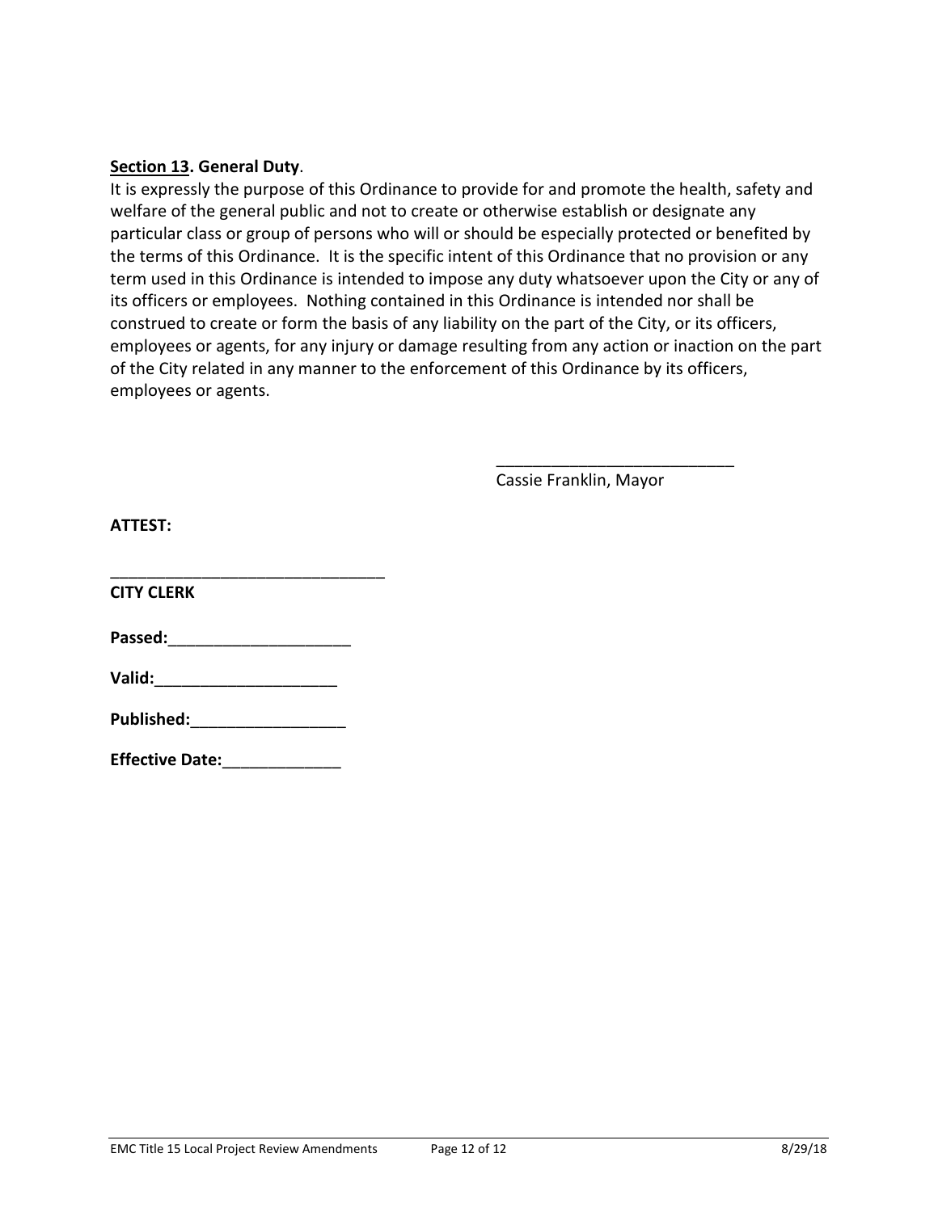**<u>Section 13</u>. General Duty**.

It is expressly the purpose of this Ordinance to provide for and promote the health, safety and welfare of the general public and not to create or otherwise establish or designate any particular class or group of persons who will or should be especially protected or benefited by the terms of this Ordinance. It is the specific intent of this Ordinance that no provision or any term used in this Ordinance is intended to impose any duty whatsoever upon the City or any of its officers or employees. Nothing contained in this Ordinance is intended nor shall be construed to create or form the basis of any liability on the part of the City, or its officers, employees or agents, for any injury or damage resulting from any action or inaction on the part of the City related in any manner to the enforcement of this Ordinance by its officers, employees or agents.

___________________________

Cassie Franklin, Mayor

**ATTEST:**

_______________________________

**CITY CLERK**

**Passed:**____________________

**Valid:**____________________

**Published:**_________________

**Effective Date:**_____________